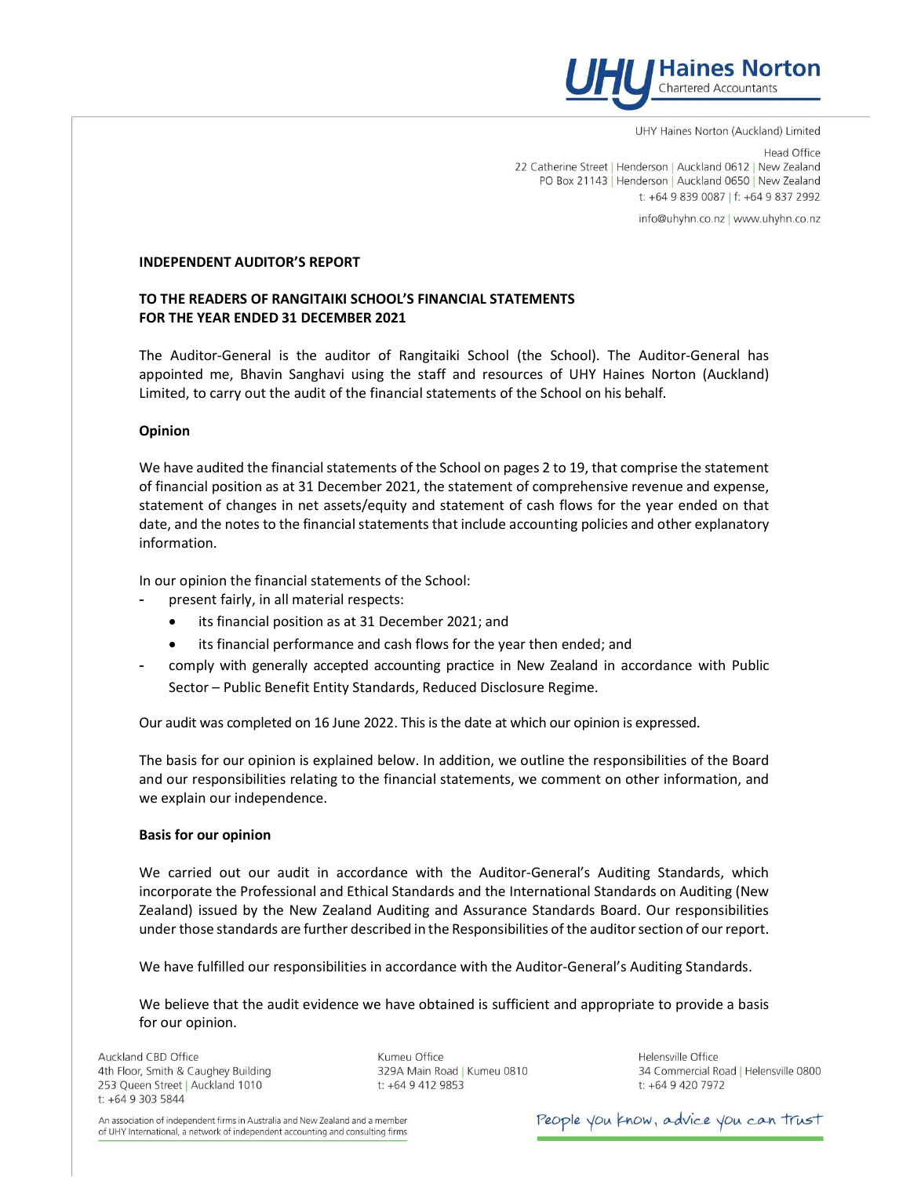UHY Haines Norton (Auckland) Limited

Head Office
22 Catherine Street | Henderson | Auckland 0612 | New Zealand
PO Box 21143 | Henderson | Auckland 0650 | New Zealand
t: +64 9 839 0087 | f: +64 9 837 2992

info@uhyhn.co.nz | www.uhyhn.co.nz

## INDEPENDENT AUDITOR'S REPORT

### TO THE READERS OF RANGITAIKI SCHOOL'S FINANCIAL STATEMENTS FOR THE YEAR ENDED 31 DECEMBER 2021

The Auditor-General is the auditor of Rangitaiki School (the School). The Auditor-General has appointed me, Bhavin Sanghavi using the staff and resources of UHY Haines Norton (Auckland) Limited, to carry out the audit of the financial statements of the School on his behalf.

### Opinion

We have audited the financial statements of the School on pages 2 to 19, that comprise the statement of financial position as at 31 December 2021, the statement of comprehensive revenue and expense, statement of changes in net assets/equity and statement of cash flows for the year ended on that date, and the notes to the financial statements that include accounting policies and other explanatory information.

In our opinion the financial statements of the School:

- present fairly, in all material respects:
  - its financial position as at 31 December 2021; and
  - its financial performance and cash flows for the year then ended; and
- comply with generally accepted accounting practice in New Zealand in accordance with Public Sector – Public Benefit Entity Standards, Reduced Disclosure Regime.

Our audit was completed on 16 June 2022. This is the date at which our opinion is expressed.

The basis for our opinion is explained below. In addition, we outline the responsibilities of the Board and our responsibilities relating to the financial statements, we comment on other information, and we explain our independence.

### Basis for our opinion

We carried out our audit in accordance with the Auditor-General's Auditing Standards, which incorporate the Professional and Ethical Standards and the International Standards on Auditing (New Zealand) issued by the New Zealand Auditing and Assurance Standards Board. Our responsibilities under those standards are further described in the Responsibilities of the auditor section of our report.

We have fulfilled our responsibilities in accordance with the Auditor-General's Auditing Standards.

We believe that the audit evidence we have obtained is sufficient and appropriate to provide a basis for our opinion.

Auckland CBD Office
4th Floor, Smith & Caughey Building
253 Queen Street | Auckland 1010
t: +64 9 303 5844

Kumeu Office
329A Main Road | Kumeu 0810
t: +64 9 412 9853

Helensville Office
34 Commercial Road | Helensville 0800
t: +64 9 420 7972

An association of independent firms in Australia and New Zealand and a member of UHY International, a network of independent accounting and consulting firms

People you know, advice you can trust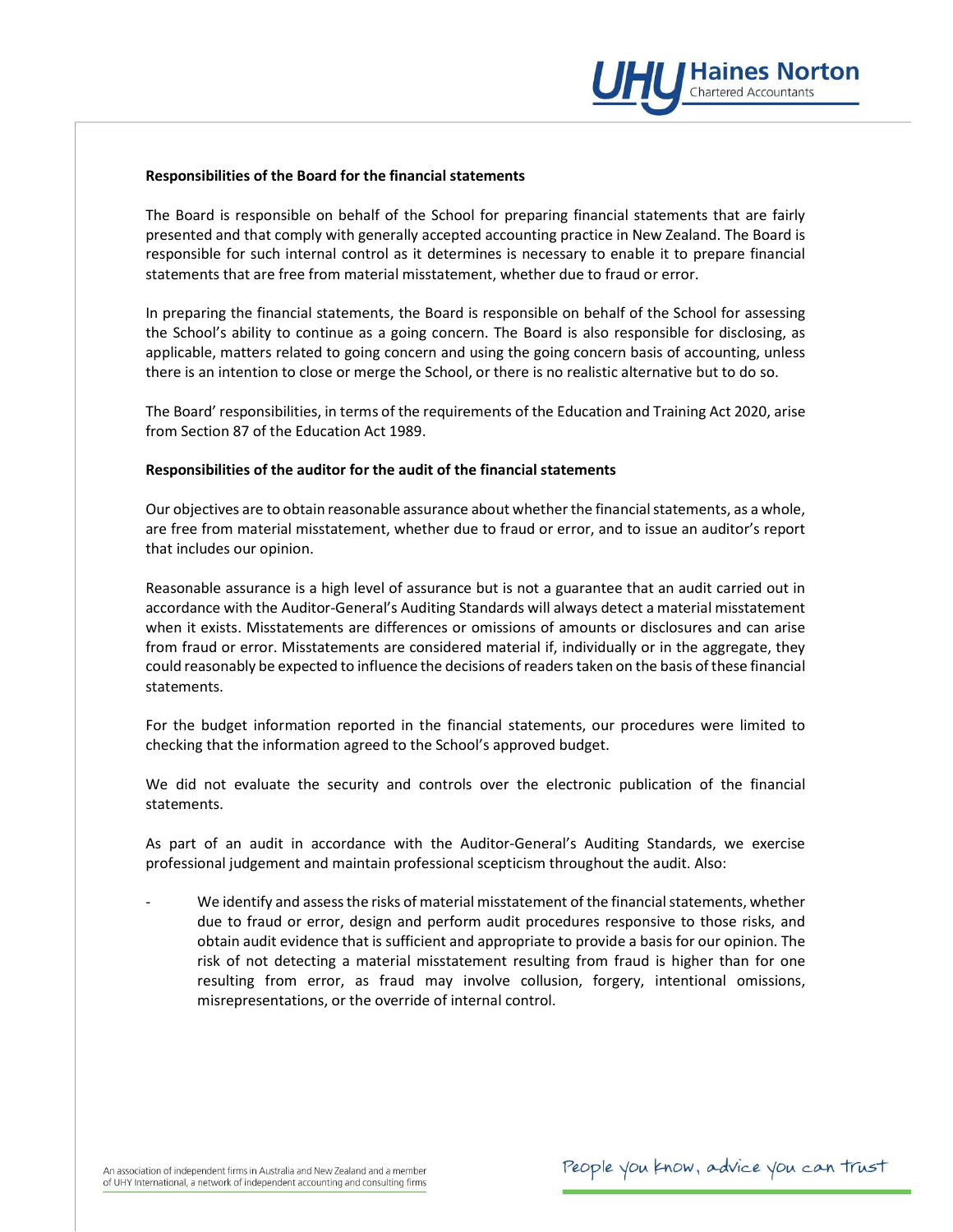**Responsibilities of the Board for the financial statements**

The Board is responsible on behalf of the School for preparing financial statements that are fairly presented and that comply with generally accepted accounting practice in New Zealand. The Board is responsible for such internal control as it determines is necessary to enable it to prepare financial statements that are free from material misstatement, whether due to fraud or error.

In preparing the financial statements, the Board is responsible on behalf of the School for assessing the School's ability to continue as a going concern. The Board is also responsible for disclosing, as applicable, matters related to going concern and using the going concern basis of accounting, unless there is an intention to close or merge the School, or there is no realistic alternative but to do so.

The Board' responsibilities, in terms of the requirements of the Education and Training Act 2020, arise from Section 87 of the Education Act 1989.

**Responsibilities of the auditor for the audit of the financial statements**

Our objectives are to obtain reasonable assurance about whether the financial statements, as a whole, are free from material misstatement, whether due to fraud or error, and to issue an auditor's report that includes our opinion.

Reasonable assurance is a high level of assurance but is not a guarantee that an audit carried out in accordance with the Auditor-General's Auditing Standards will always detect a material misstatement when it exists. Misstatements are differences or omissions of amounts or disclosures and can arise from fraud or error. Misstatements are considered material if, individually or in the aggregate, they could reasonably be expected to influence the decisions of readers taken on the basis of these financial statements.

For the budget information reported in the financial statements, our procedures were limited to checking that the information agreed to the School's approved budget.

We did not evaluate the security and controls over the electronic publication of the financial statements.

As part of an audit in accordance with the Auditor-General's Auditing Standards, we exercise professional judgement and maintain professional scepticism throughout the audit. Also:

- We identify and assess the risks of material misstatement of the financial statements, whether due to fraud or error, design and perform audit procedures responsive to those risks, and obtain audit evidence that is sufficient and appropriate to provide a basis for our opinion. The risk of not detecting a material misstatement resulting from fraud is higher than for one resulting from error, as fraud may involve collusion, forgery, intentional omissions, misrepresentations, or the override of internal control.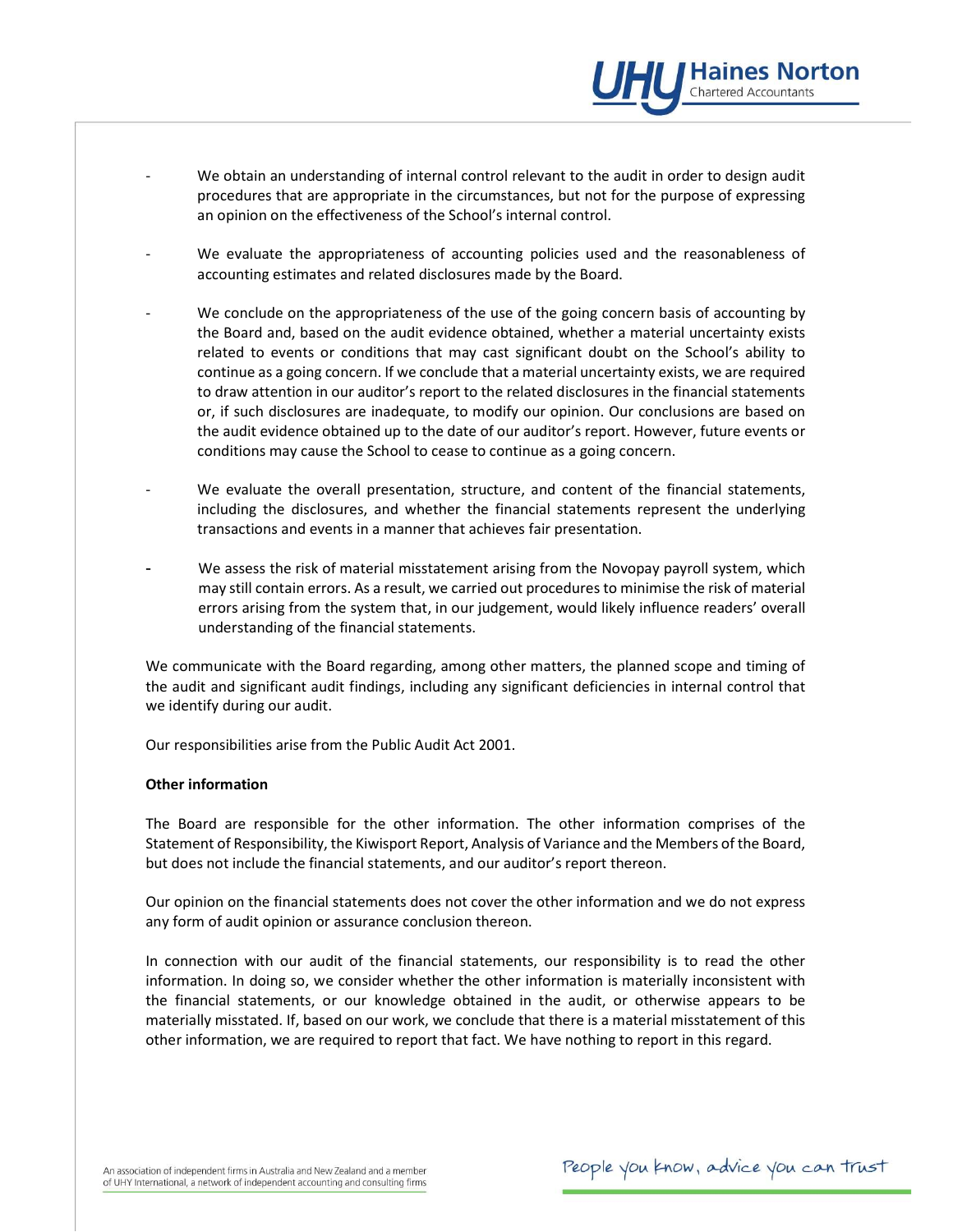- We obtain an understanding of internal control relevant to the audit in order to design audit procedures that are appropriate in the circumstances, but not for the purpose of expressing an opinion on the effectiveness of the School's internal control.

- We evaluate the appropriateness of accounting policies used and the reasonableness of accounting estimates and related disclosures made by the Board.

- We conclude on the appropriateness of the use of the going concern basis of accounting by the Board and, based on the audit evidence obtained, whether a material uncertainty exists related to events or conditions that may cast significant doubt on the School's ability to continue as a going concern. If we conclude that a material uncertainty exists, we are required to draw attention in our auditor's report to the related disclosures in the financial statements or, if such disclosures are inadequate, to modify our opinion. Our conclusions are based on the audit evidence obtained up to the date of our auditor's report. However, future events or conditions may cause the School to cease to continue as a going concern.

- We evaluate the overall presentation, structure, and content of the financial statements, including the disclosures, and whether the financial statements represent the underlying transactions and events in a manner that achieves fair presentation.

- We assess the risk of material misstatement arising from the Novopay payroll system, which may still contain errors. As a result, we carried out procedures to minimise the risk of material errors arising from the system that, in our judgement, would likely influence readers' overall understanding of the financial statements.

We communicate with the Board regarding, among other matters, the planned scope and timing of the audit and significant audit findings, including any significant deficiencies in internal control that we identify during our audit.

Our responsibilities arise from the Public Audit Act 2001.

**Other information**

The Board are responsible for the other information. The other information comprises of the Statement of Responsibility, the Kiwisport Report, Analysis of Variance and the Members of the Board, but does not include the financial statements, and our auditor's report thereon.

Our opinion on the financial statements does not cover the other information and we do not express any form of audit opinion or assurance conclusion thereon.

In connection with our audit of the financial statements, our responsibility is to read the other information. In doing so, we consider whether the other information is materially inconsistent with the financial statements, or our knowledge obtained in the audit, or otherwise appears to be materially misstated. If, based on our work, we conclude that there is a material misstatement of this other information, we are required to report that fact. We have nothing to report in this regard.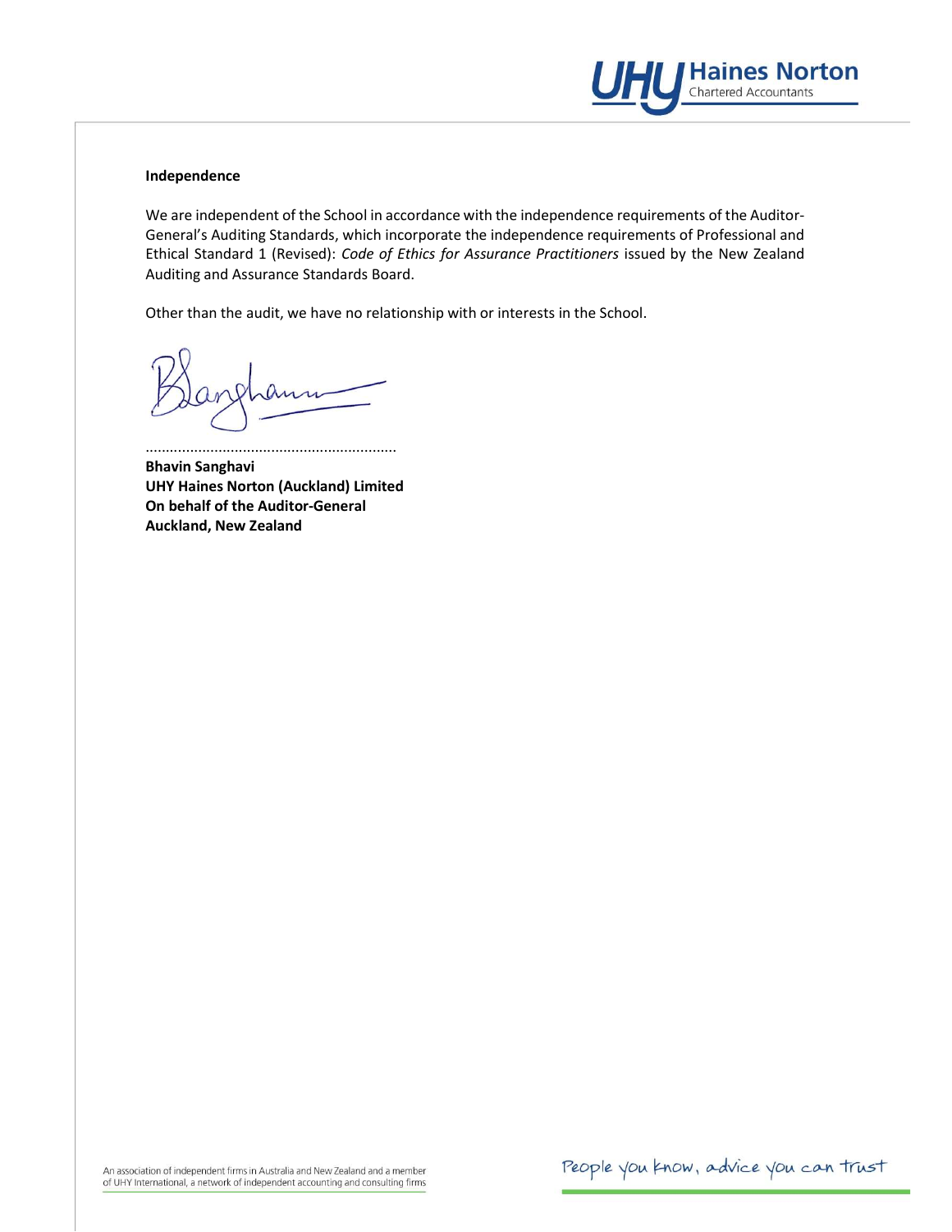**Independence**

We are independent of the School in accordance with the independence requirements of the Auditor-General's Auditing Standards, which incorporate the independence requirements of Professional and Ethical Standard 1 (Revised): *Code of Ethics for Assurance Practitioners* issued by the New Zealand Auditing and Assurance Standards Board.

Other than the audit, we have no relationship with or interests in the School.

.............................................................

**Bhavin Sanghavi**
**UHY Haines Norton (Auckland) Limited**
**On behalf of the Auditor-General**
**Auckland, New Zealand**